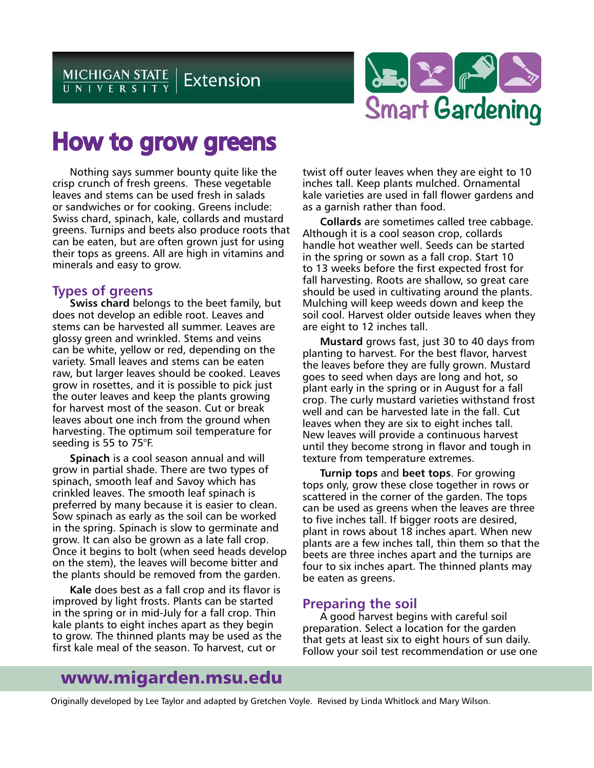MICHIGAN STATE UNIVERSITY | Extension

Smart Gardening

# How to grow greens

Nothing says summer bounty quite like the crisp crunch of fresh greens. These vegetable leaves and stems can be used fresh in salads or sandwiches or for cooking. Greens include: Swiss chard, spinach, kale, collards and mustard greens. Turnips and beets also produce roots that can be eaten, but are often grown just for using their tops as greens. All are high in vitamins and minerals and easy to grow.

## Types of greens

**Swiss chard** belongs to the beet family, but does not develop an edible root. Leaves and stems can be harvested all summer. Leaves are glossy green and wrinkled. Stems and veins can be white, yellow or red, depending on the variety. Small leaves and stems can be eaten raw, but larger leaves should be cooked. Leaves grow in rosettes, and it is possible to pick just the outer leaves and keep the plants growing for harvest most of the season. Cut or break leaves about one inch from the ground when harvesting. The optimum soil temperature for seeding is 55 to 75°F.

**Spinach** is a cool season annual and will grow in partial shade. There are two types of spinach, smooth leaf and Savoy which has crinkled leaves. The smooth leaf spinach is preferred by many because it is easier to clean. Sow spinach as early as the soil can be worked in the spring. Spinach is slow to germinate and grow. It can also be grown as a late fall crop. Once it begins to bolt (when seed heads develop on the stem), the leaves will become bitter and the plants should be removed from the garden.

**Kale** does best as a fall crop and its flavor is improved by light frosts. Plants can be started in the spring or in mid-July for a fall crop. Thin kale plants to eight inches apart as they begin to grow. The thinned plants may be used as the first kale meal of the season. To harvest, cut or twist off outer leaves when they are eight to 10 inches tall. Keep plants mulched. Ornamental kale varieties are used in fall flower gardens and as a garnish rather than food.

**Collards** are sometimes called tree cabbage. Although it is a cool season crop, collards handle hot weather well. Seeds can be started in the spring or sown as a fall crop. Start 10 to 13 weeks before the first expected frost for fall harvesting. Roots are shallow, so great care should be used in cultivating around the plants. Mulching will keep weeds down and keep the soil cool. Harvest older outside leaves when they are eight to 12 inches tall.

**Mustard** grows fast, just 30 to 40 days from planting to harvest. For the best flavor, harvest the leaves before they are fully grown. Mustard goes to seed when days are long and hot, so plant early in the spring or in August for a fall crop. The curly mustard varieties withstand frost well and can be harvested late in the fall. Cut leaves when they are six to eight inches tall. New leaves will provide a continuous harvest until they become strong in flavor and tough in texture from temperature extremes.

**Turnip tops** and **beet tops**. For growing tops only, grow these close together in rows or scattered in the corner of the garden. The tops can be used as greens when the leaves are three to five inches tall. If bigger roots are desired, plant in rows about 18 inches apart. When new plants are a few inches tall, thin them so that the beets are three inches apart and the turnips are four to six inches apart. The thinned plants may be eaten as greens.

## Preparing the soil

A good harvest begins with careful soil preparation. Select a location for the garden that gets at least six to eight hours of sun daily. Follow your soil test recommendation or use one

**www.migarden.msu.edu**

Originally developed by Lee Taylor and adapted by Gretchen Voyle. Revised by Linda Whitlock and Mary Wilson.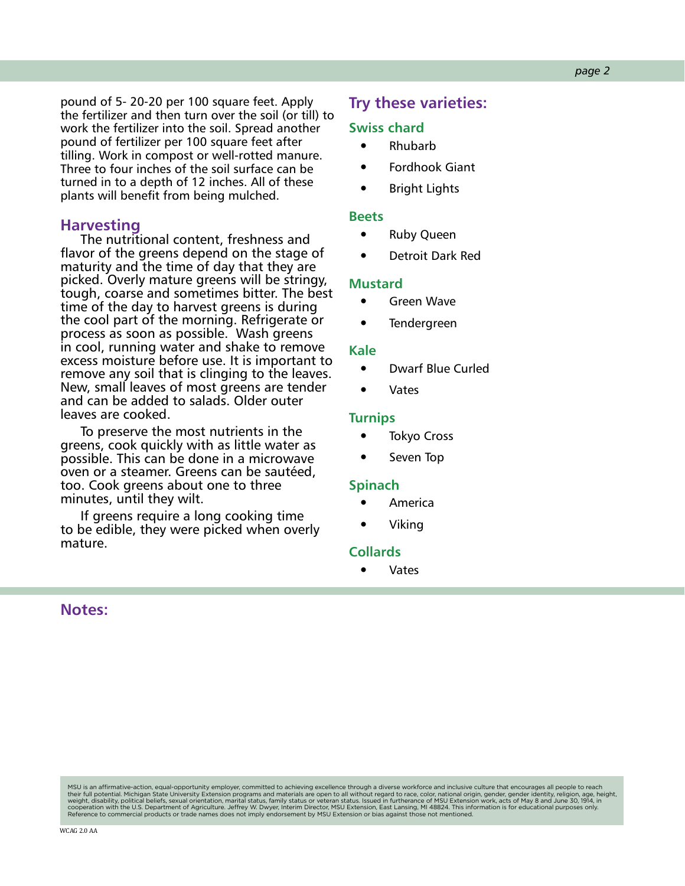pound of 5- 20-20 per 100 square feet. Apply the fertilizer and then turn over the soil (or till) to work the fertilizer into the soil. Spread another pound of fertilizer per 100 square feet after tilling. Work in compost or well-rotted manure. Three to four inches of the soil surface can be turned in to a depth of 12 inches. All of these plants will benefit from being mulched.

## Harvesting

The nutritional content, freshness and flavor of the greens depend on the stage of maturity and the time of day that they are picked. Overly mature greens will be stringy, tough, coarse and sometimes bitter. The best time of the day to harvest greens is during the cool part of the morning. Refrigerate or process as soon as possible. Wash greens in cool, running water and shake to remove excess moisture before use. It is important to remove any soil that is clinging to the leaves. New, small leaves of most greens are tender and can be added to salads. Older outer leaves are cooked.

To preserve the most nutrients in the greens, cook quickly with as little water as possible. This can be done in a microwave oven or a steamer. Greens can be sautéed, too. Cook greens about one to three minutes, until they wilt.

If greens require a long cooking time to be edible, they were picked when overly mature.

## Try these varieties:

### Swiss chard

- Rhubarb
- Fordhook Giant
- Bright Lights

### Beets

- Ruby Queen
- Detroit Dark Red

### Mustard

- Green Wave
- Tendergreen

### Kale

- Dwarf Blue Curled
- Vates

### Turnips

- Tokyo Cross
- Seven Top

### Spinach

- America
- Viking

### Collards

- Vates

## Notes:

MSU is an affirmative-action, equal-opportunity employer, committed to achieving excellence through a diverse workforce and inclusive culture that encourages all people to reach their full potential. Michigan State University Extension programs and materials are open to all without regard to race, color, national origin, gender, gender identity, religion, age, height, weight, disability, political beliefs, sexual orientation, marital status, family status or veteran status. Issued in furtherance of MSU Extension work, acts of May 8 and June 30, 1914, in cooperation with the U.S. Department of Agriculture. Jeffrey W. Dwyer, Interim Director, MSU Extension, East Lansing, MI 48824. This information is for educational purposes only. Reference to commercial products or trade names does not imply endorsement by MSU Extension or bias against those not mentioned.

WCAG 2.0 AA